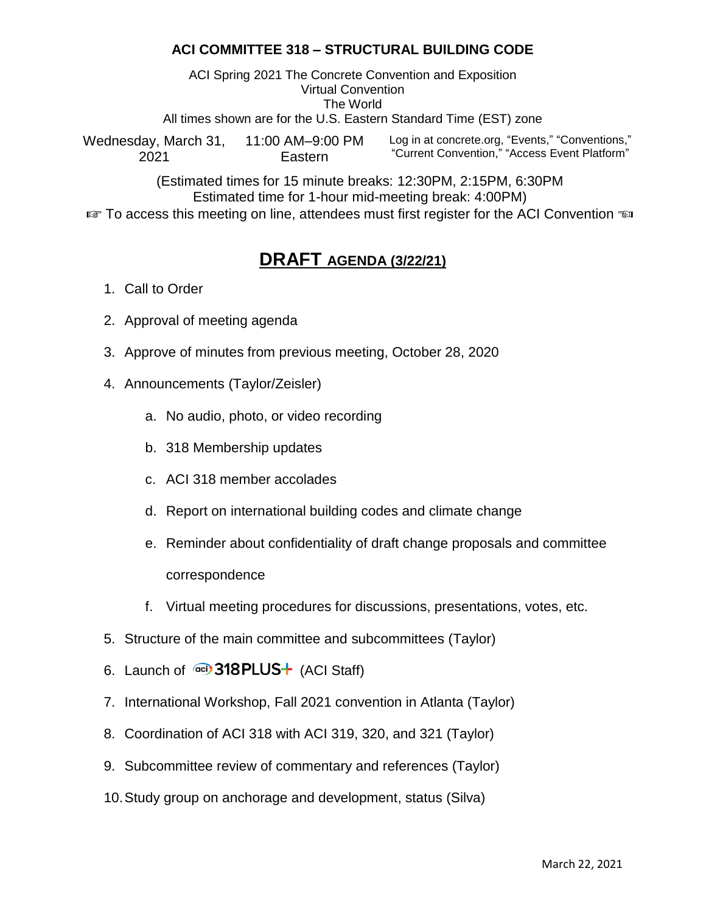# ACI COMMITTEE 318 – STRUCTURAL BUILDING CODE

ACI Spring 2021 The Concrete Convention and Exposition
Virtual Convention
The World
All times shown are for the U.S. Eastern Standard Time (EST) zone

| Wednesday, March 31, 2021 | 11:00 AM–9:00 PM Eastern | Log in at concrete.org, "Events," "Conventions," "Current Convention," "Access Event Platform" |
|---|---|---|

(Estimated times for 15 minute breaks: 12:30PM, 2:15PM, 6:30PM
Estimated time for 1-hour mid-meeting break: 4:00PM)

☞ To access this meeting on line, attendees must first register for the ACI Convention ☜

## DRAFT AGENDA (3/22/21)

1. Call to Order
2. Approval of meeting agenda
3. Approve of minutes from previous meeting, October 28, 2020
4. Announcements (Taylor/Zeisler)
   a. No audio, photo, or video recording
   b. 318 Membership updates
   c. ACI 318 member accolades
   d. Report on international building codes and climate change
   e. Reminder about confidentiality of draft change proposals and committee correspondence
   f. Virtual meeting procedures for discussions, presentations, votes, etc.
5. Structure of the main committee and subcommittees (Taylor)
6. Launch of aci 318PLUS+ (ACI Staff)
7. International Workshop, Fall 2021 convention in Atlanta (Taylor)
8. Coordination of ACI 318 with ACI 319, 320, and 321 (Taylor)
9. Subcommittee review of commentary and references (Taylor)
10. Study group on anchorage and development, status (Silva)

March 22, 2021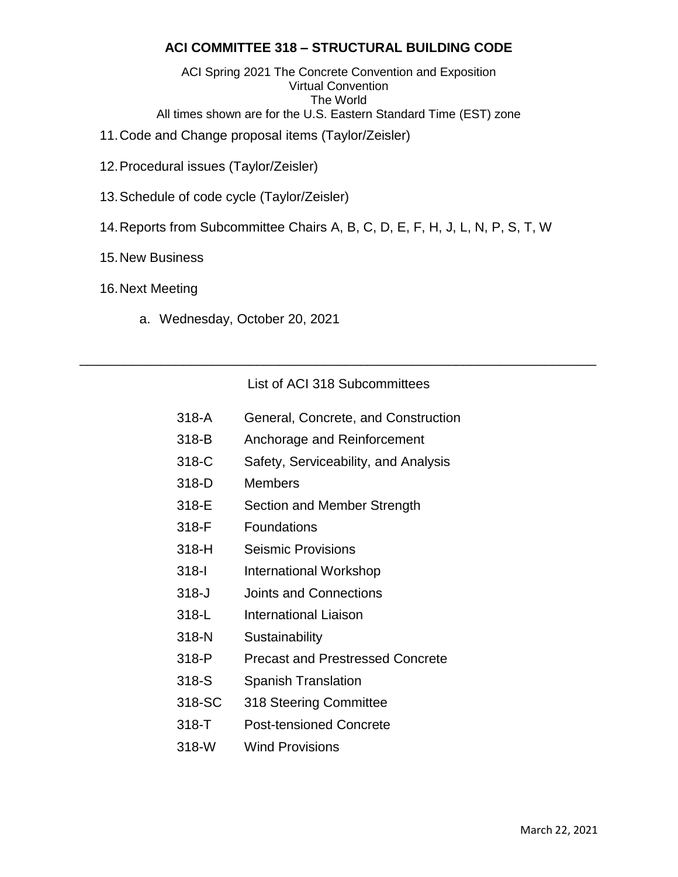**ACI COMMITTEE 318 – STRUCTURAL BUILDING CODE**

ACI Spring 2021 The Concrete Convention and Exposition
Virtual Convention
The World
All times shown are for the U.S. Eastern Standard Time (EST) zone

11. Code and Change proposal items (Taylor/Zeisler)

12. Procedural issues (Taylor/Zeisler)

13. Schedule of code cycle (Taylor/Zeisler)

14. Reports from Subcommittee Chairs A, B, C, D, E, F, H, J, L, N, P, S, T, W

15. New Business

16. Next Meeting

    a. Wednesday, October 20, 2021

---

List of ACI 318 Subcommittees

| | |
|---|---|
| 318-A | General, Concrete, and Construction |
| 318-B | Anchorage and Reinforcement |
| 318-C | Safety, Serviceability, and Analysis |
| 318-D | Members |
| 318-E | Section and Member Strength |
| 318-F | Foundations |
| 318-H | Seismic Provisions |
| 318-I | International Workshop |
| 318-J | Joints and Connections |
| 318-L | International Liaison |
| 318-N | Sustainability |
| 318-P | Precast and Prestressed Concrete |
| 318-S | Spanish Translation |
| 318-SC | 318 Steering Committee |
| 318-T | Post-tensioned Concrete |
| 318-W | Wind Provisions |

March 22, 2021